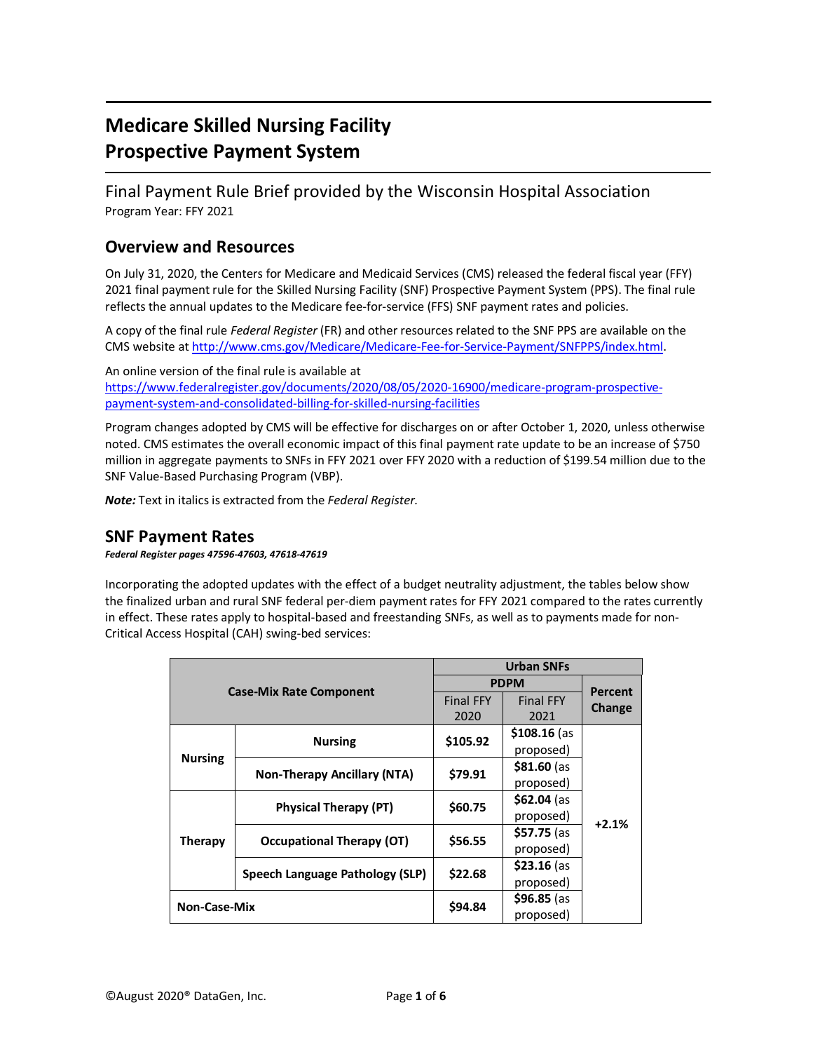# Medicare Skilled Nursing Facility Prospective Payment System

## Final Payment Rule Brief provided by the Wisconsin Hospital Association

Program Year: FFY 2021

## Overview and Resources

On July 31, 2020, the Centers for Medicare and Medicaid Services (CMS) released the federal fiscal year (FFY) 2021 final payment rule for the Skilled Nursing Facility (SNF) Prospective Payment System (PPS). The final rule reflects the annual updates to the Medicare fee-for-service (FFS) SNF payment rates and policies.

A copy of the final rule *Federal Register* (FR) and other resources related to the SNF PPS are available on the CMS website at http://www.cms.gov/Medicare/Medicare-Fee-for-Service-Payment/SNFPPS/index.html.

An online version of the final rule is available at https://www.federalregister.gov/documents/2020/08/05/2020-16900/medicare-program-prospective-payment-system-and-consolidated-billing-for-skilled-nursing-facilities

Program changes adopted by CMS will be effective for discharges on or after October 1, 2020, unless otherwise noted. CMS estimates the overall economic impact of this final payment rate update to be an increase of $750 million in aggregate payments to SNFs in FFY 2021 over FFY 2020 with a reduction of $199.54 million due to the SNF Value-Based Purchasing Program (VBP).

***Note:*** Text in italics is extracted from the *Federal Register.*

## SNF Payment Rates

***Federal Register pages 47596-47603, 47618-47619***

Incorporating the adopted updates with the effect of a budget neutrality adjustment, the tables below show the finalized urban and rural SNF federal per-diem payment rates for FFY 2021 compared to the rates currently in effect. These rates apply to hospital-based and freestanding SNFs, as well as to payments made for non-Critical Access Hospital (CAH) swing-bed services:

| Case-Mix Rate Component | | Urban SNFs | | |
|---|---|---|---|---|
| | | PDPM | | Percent Change |
| | | Final FFY 2020 | Final FFY 2021 | |
| Nursing | Nursing | $105.92 | $108.16 (as proposed) | +2.1% |
| | Non-Therapy Ancillary (NTA) | $79.91 | $81.60 (as proposed) | |
| Therapy | Physical Therapy (PT) | $60.75 | $62.04 (as proposed) | |
| | Occupational Therapy (OT) | $56.55 | $57.75 (as proposed) | |
| | Speech Language Pathology (SLP) | $22.68 | $23.16 (as proposed) | |
| Non-Case-Mix | | $94.84 | $96.85 (as proposed) | |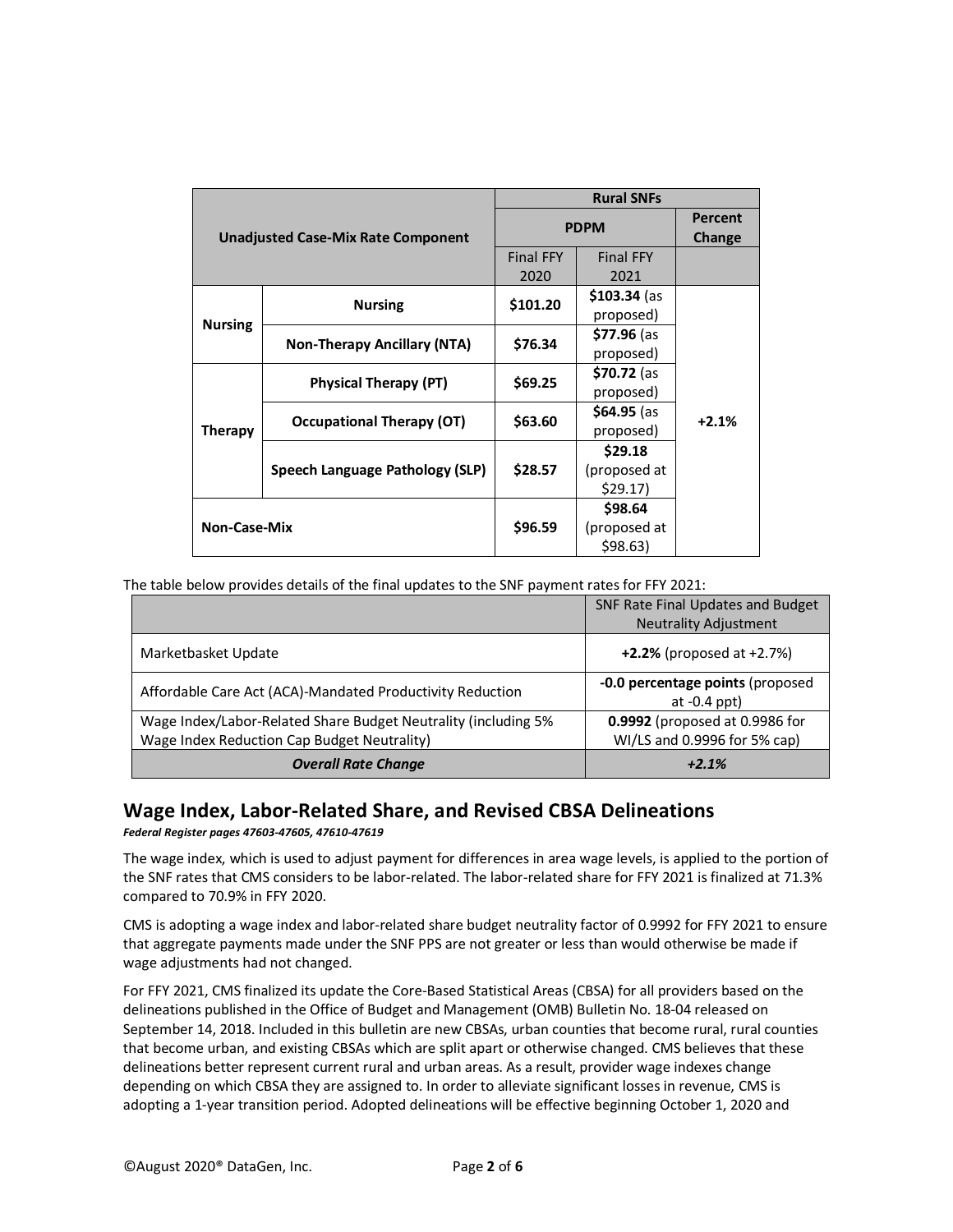| Unadjusted Case-Mix Rate Component | | Rural SNFs | | |
|---|---|---|---|---|
| | | PDPM | | Percent Change |
| | | Final FFY 2020 | Final FFY 2021 | |
| Nursing | Nursing | **$101.20** | **$103.34** (as proposed) | **+2.1%** |
| | Non-Therapy Ancillary (NTA) | **$76.34** | **$77.96** (as proposed) | |
| Therapy | Physical Therapy (PT) | **$69.25** | **$70.72** (as proposed) | |
| | Occupational Therapy (OT) | **$63.60** | **$64.95** (as proposed) | |
| | Speech Language Pathology (SLP) | **$28.57** | **$29.18** (proposed at $29.17) | |
| Non-Case-Mix | | **$96.59** | **$98.64** (proposed at $98.63) | |

The table below provides details of the final updates to the SNF payment rates for FFY 2021:

| | SNF Rate Final Updates and Budget Neutrality Adjustment |
|---|---|
| Marketbasket Update | **+2.2%** (proposed at +2.7%) |
| Affordable Care Act (ACA)-Mandated Productivity Reduction | **-0.0 percentage points** (proposed at -0.4 ppt) |
| Wage Index/Labor-Related Share Budget Neutrality (including 5% Wage Index Reduction Cap Budget Neutrality) | **0.9992** (proposed at 0.9986 for WI/LS and 0.9996 for 5% cap) |
| ***Overall Rate Change*** | ***+2.1%*** |

## Wage Index, Labor-Related Share, and Revised CBSA Delineations

***Federal Register pages 47603-47605, 47610-47619***

The wage index, which is used to adjust payment for differences in area wage levels, is applied to the portion of the SNF rates that CMS considers to be labor-related. The labor-related share for FFY 2021 is finalized at 71.3% compared to 70.9% in FFY 2020.

CMS is adopting a wage index and labor-related share budget neutrality factor of 0.9992 for FFY 2021 to ensure that aggregate payments made under the SNF PPS are not greater or less than would otherwise be made if wage adjustments had not changed.

For FFY 2021, CMS finalized its update the Core-Based Statistical Areas (CBSA) for all providers based on the delineations published in the Office of Budget and Management (OMB) Bulletin No. 18-04 released on September 14, 2018. Included in this bulletin are new CBSAs, urban counties that become rural, rural counties that become urban, and existing CBSAs which are split apart or otherwise changed. CMS believes that these delineations better represent current rural and urban areas. As a result, provider wage indexes change depending on which CBSA they are assigned to. In order to alleviate significant losses in revenue, CMS is adopting a 1-year transition period. Adopted delineations will be effective beginning October 1, 2020 and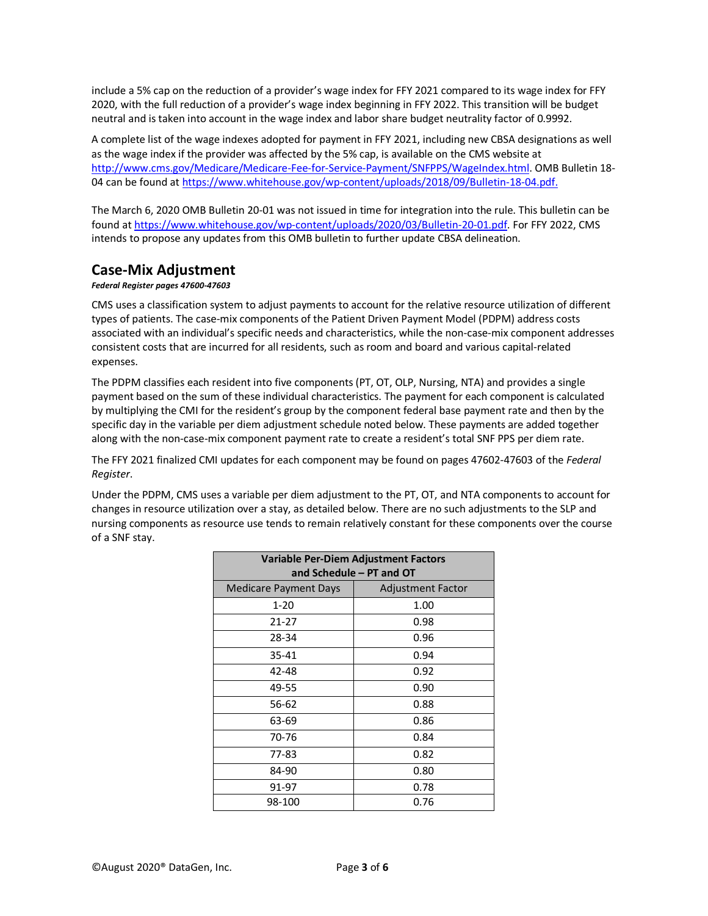include a 5% cap on the reduction of a provider's wage index for FFY 2021 compared to its wage index for FFY 2020, with the full reduction of a provider's wage index beginning in FFY 2022. This transition will be budget neutral and is taken into account in the wage index and labor share budget neutrality factor of 0.9992.

A complete list of the wage indexes adopted for payment in FFY 2021, including new CBSA designations as well as the wage index if the provider was affected by the 5% cap, is available on the CMS website at http://www.cms.gov/Medicare/Medicare-Fee-for-Service-Payment/SNFPPS/WageIndex.html. OMB Bulletin 18-04 can be found at https://www.whitehouse.gov/wp-content/uploads/2018/09/Bulletin-18-04.pdf.

The March 6, 2020 OMB Bulletin 20-01 was not issued in time for integration into the rule. This bulletin can be found at https://www.whitehouse.gov/wp-content/uploads/2020/03/Bulletin-20-01.pdf. For FFY 2022, CMS intends to propose any updates from this OMB bulletin to further update CBSA delineation.

## Case-Mix Adjustment

***Federal Register pages 47600-47603***

CMS uses a classification system to adjust payments to account for the relative resource utilization of different types of patients. The case-mix components of the Patient Driven Payment Model (PDPM) address costs associated with an individual's specific needs and characteristics, while the non-case-mix component addresses consistent costs that are incurred for all residents, such as room and board and various capital-related expenses.

The PDPM classifies each resident into five components (PT, OT, OLP, Nursing, NTA) and provides a single payment based on the sum of these individual characteristics. The payment for each component is calculated by multiplying the CMI for the resident's group by the component federal base payment rate and then by the specific day in the variable per diem adjustment schedule noted below. These payments are added together along with the non-case-mix component payment rate to create a resident's total SNF PPS per diem rate.

The FFY 2021 finalized CMI updates for each component may be found on pages 47602-47603 of the *Federal Register*.

Under the PDPM, CMS uses a variable per diem adjustment to the PT, OT, and NTA components to account for changes in resource utilization over a stay, as detailed below. There are no such adjustments to the SLP and nursing components as resource use tends to remain relatively constant for these components over the course of a SNF stay.

| **Variable Per-Diem Adjustment Factors and Schedule – PT and OT** | |
|---|---|
| Medicare Payment Days | Adjustment Factor |
| 1-20 | 1.00 |
| 21-27 | 0.98 |
| 28-34 | 0.96 |
| 35-41 | 0.94 |
| 42-48 | 0.92 |
| 49-55 | 0.90 |
| 56-62 | 0.88 |
| 63-69 | 0.86 |
| 70-76 | 0.84 |
| 77-83 | 0.82 |
| 84-90 | 0.80 |
| 91-97 | 0.78 |
| 98-100 | 0.76 |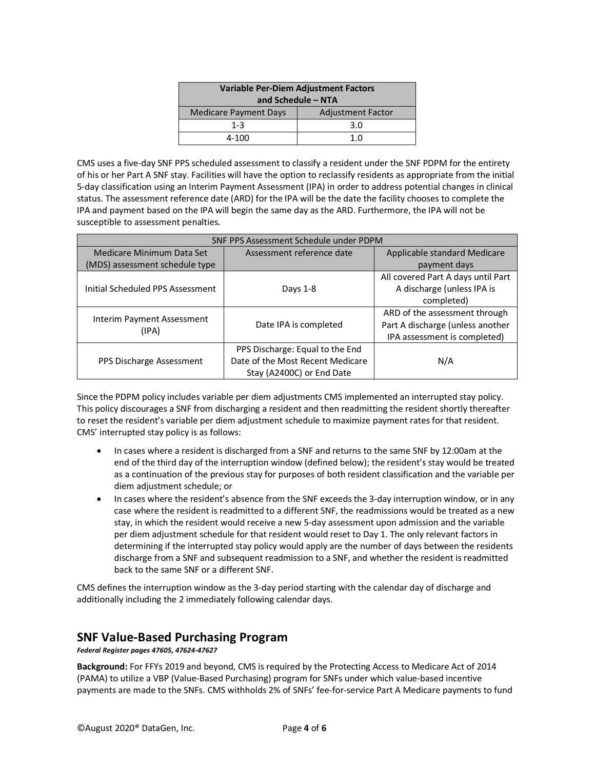| Variable Per-Diem Adjustment Factors and Schedule – NTA | |
|---|---|
| Medicare Payment Days | Adjustment Factor |
| 1-3 | 3.0 |
| 4-100 | 1.0 |

CMS uses a five-day SNF PPS scheduled assessment to classify a resident under the SNF PDPM for the entirety of his or her Part A SNF stay. Facilities will have the option to reclassify residents as appropriate from the initial 5-day classification using an Interim Payment Assessment (IPA) in order to address potential changes in clinical status. The assessment reference date (ARD) for the IPA will be the date the facility chooses to complete the IPA and payment based on the IPA will begin the same day as the ARD. Furthermore, the IPA will not be susceptible to assessment penalties.

| SNF PPS Assessment Schedule under PDPM | | |
|---|---|---|
| Medicare Minimum Data Set (MDS) assessment schedule type | Assessment reference date | Applicable standard Medicare payment days |
| Initial Scheduled PPS Assessment | Days 1-8 | All covered Part A days until Part A discharge (unless IPA is completed) |
| Interim Payment Assessment (IPA) | Date IPA is completed | ARD of the assessment through Part A discharge (unless another IPA assessment is completed) |
| PPS Discharge Assessment | PPS Discharge: Equal to the End Date of the Most Recent Medicare Stay (A2400C) or End Date | N/A |

Since the PDPM policy includes variable per diem adjustments CMS implemented an interrupted stay policy. This policy discourages a SNF from discharging a resident and then readmitting the resident shortly thereafter to reset the resident's variable per diem adjustment schedule to maximize payment rates for that resident. CMS' interrupted stay policy is as follows:

- In cases where a resident is discharged from a SNF and returns to the same SNF by 12:00am at the end of the third day of the interruption window (defined below); the resident's stay would be treated as a continuation of the previous stay for purposes of both resident classification and the variable per diem adjustment schedule; or
- In cases where the resident's absence from the SNF exceeds the 3-day interruption window, or in any case where the resident is readmitted to a different SNF, the readmissions would be treated as a new stay, in which the resident would receive a new 5-day assessment upon admission and the variable per diem adjustment schedule for that resident would reset to Day 1. The only relevant factors in determining if the interrupted stay policy would apply are the number of days between the residents discharge from a SNF and subsequent readmission to a SNF, and whether the resident is readmitted back to the same SNF or a different SNF.

CMS defines the interruption window as the 3-day period starting with the calendar day of discharge and additionally including the 2 immediately following calendar days.

## SNF Value-Based Purchasing Program

***Federal Register pages 47605, 47624-47627***

**Background:** For FFYs 2019 and beyond, CMS is required by the Protecting Access to Medicare Act of 2014 (PAMA) to utilize a VBP (Value-Based Purchasing) program for SNFs under which value-based incentive payments are made to the SNFs. CMS withholds 2% of SNFs' fee-for-service Part A Medicare payments to fund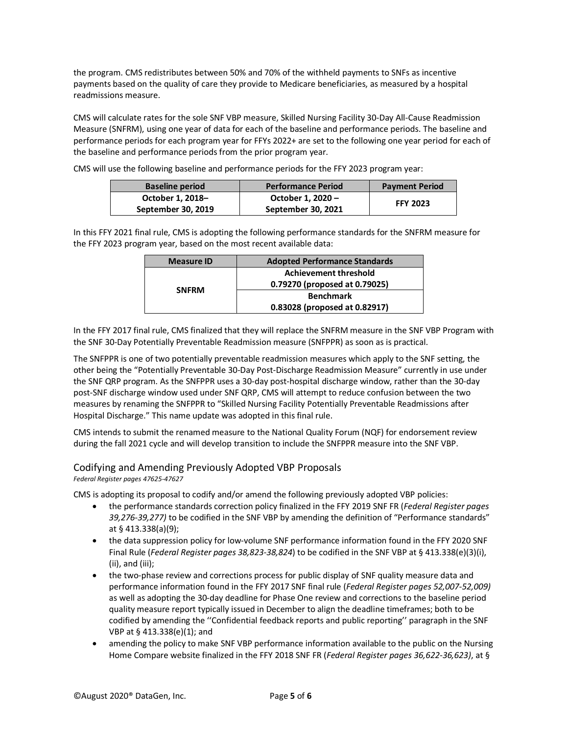the program. CMS redistributes between 50% and 70% of the withheld payments to SNFs as incentive payments based on the quality of care they provide to Medicare beneficiaries, as measured by a hospital readmissions measure.

CMS will calculate rates for the sole SNF VBP measure, Skilled Nursing Facility 30-Day All-Cause Readmission Measure (SNFRM), using one year of data for each of the baseline and performance periods. The baseline and performance periods for each program year for FFYs 2022+ are set to the following one year period for each of the baseline and performance periods from the prior program year.

CMS will use the following baseline and performance periods for the FFY 2023 program year:

| Baseline period | Performance Period | Payment Period |
|---|---|---|
| **October 1, 2018– September 30, 2019** | **October 1, 2020 – September 30, 2021** | **FFY 2023** |

In this FFY 2021 final rule, CMS is adopting the following performance standards for the SNFRM measure for the FFY 2023 program year, based on the most recent available data:

| Measure ID | Adopted Performance Standards |
|---|---|
| **SNFRM** | **Achievement threshold 0.79270 (proposed at 0.79025)** |
| | **Benchmark 0.83028 (proposed at 0.82917)** |

In the FFY 2017 final rule, CMS finalized that they will replace the SNFRM measure in the SNF VBP Program with the SNF 30-Day Potentially Preventable Readmission measure (SNFPPR) as soon as is practical.

The SNFPPR is one of two potentially preventable readmission measures which apply to the SNF setting, the other being the "Potentially Preventable 30-Day Post-Discharge Readmission Measure" currently in use under the SNF QRP program. As the SNFPPR uses a 30-day post-hospital discharge window, rather than the 30-day post-SNF discharge window used under SNF QRP, CMS will attempt to reduce confusion between the two measures by renaming the SNFPPR to "Skilled Nursing Facility Potentially Preventable Readmissions after Hospital Discharge." This name update was adopted in this final rule.

CMS intends to submit the renamed measure to the National Quality Forum (NQF) for endorsement review during the fall 2021 cycle and will develop transition to include the SNFPPR measure into the SNF VBP.

## Codifying and Amending Previously Adopted VBP Proposals

*Federal Register pages 47625-47627*

CMS is adopting its proposal to codify and/or amend the following previously adopted VBP policies:

- the performance standards correction policy finalized in the FFY 2019 SNF FR (*Federal Register pages 39,276-39,277)* to be codified in the SNF VBP by amending the definition of "Performance standards" at § 413.338(a)(9);
- the data suppression policy for low-volume SNF performance information found in the FFY 2020 SNF Final Rule (*Federal Register pages 38,823-38,824*) to be codified in the SNF VBP at § 413.338(e)(3)(i), (ii), and (iii);
- the two-phase review and corrections process for public display of SNF quality measure data and performance information found in the FFY 2017 SNF final rule (*Federal Register pages 52,007-52,009)* as well as adopting the 30-day deadline for Phase One review and corrections to the baseline period quality measure report typically issued in December to align the deadline timeframes; both to be codified by amending the ''Confidential feedback reports and public reporting'' paragraph in the SNF VBP at § 413.338(e)(1); and
- amending the policy to make SNF VBP performance information available to the public on the Nursing Home Compare website finalized in the FFY 2018 SNF FR (*Federal Register pages 36,622-36,623)*, at §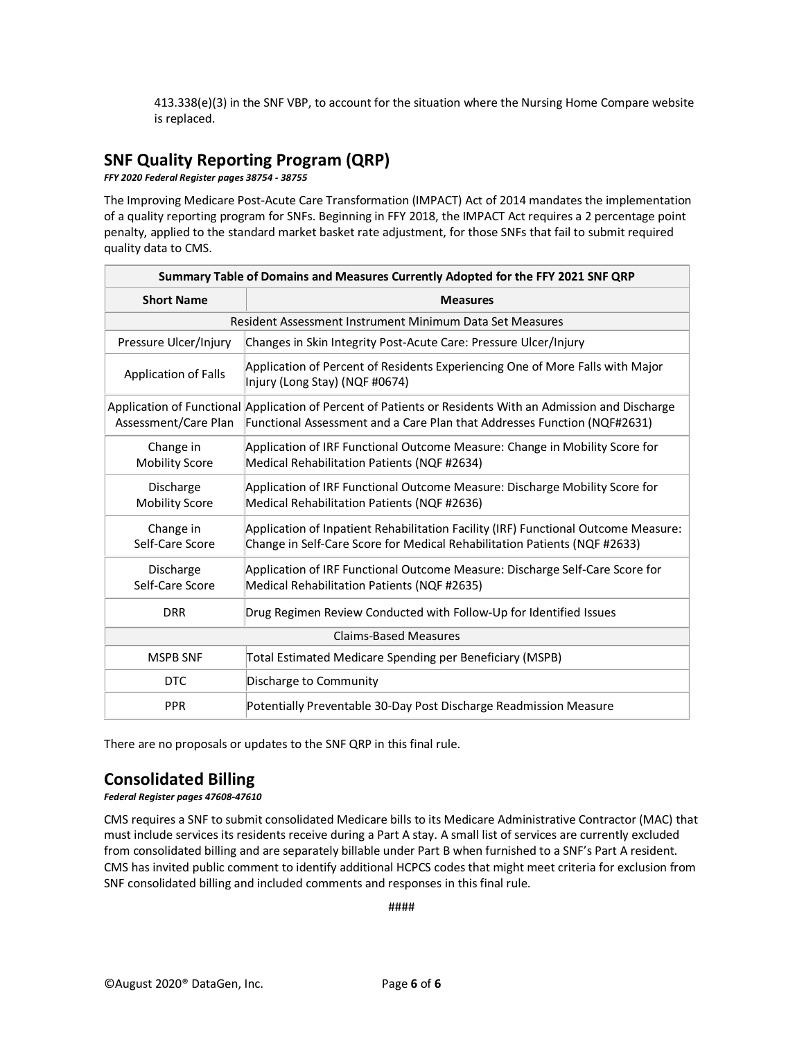413.338(e)(3) in the SNF VBP, to account for the situation where the Nursing Home Compare website is replaced.

## SNF Quality Reporting Program (QRP)

***FFY 2020 Federal Register pages 38754 - 38755***

The Improving Medicare Post-Acute Care Transformation (IMPACT) Act of 2014 mandates the implementation of a quality reporting program for SNFs. Beginning in FFY 2018, the IMPACT Act requires a 2 percentage point penalty, applied to the standard market basket rate adjustment, for those SNFs that fail to submit required quality data to CMS.

| **Summary Table of Domains and Measures Currently Adopted for the FFY 2021 SNF QRP** | |
|---|---|
| **Short Name** | **Measures** |
| Resident Assessment Instrument Minimum Data Set Measures | |
| Pressure Ulcer/Injury | Changes in Skin Integrity Post-Acute Care: Pressure Ulcer/Injury |
| Application of Falls | Application of Percent of Residents Experiencing One of More Falls with Major Injury (Long Stay) (NQF #0674) |
| Application of Functional Assessment/Care Plan | Application of Percent of Patients or Residents With an Admission and Discharge Functional Assessment and a Care Plan that Addresses Function (NQF#2631) |
| Change in Mobility Score | Application of IRF Functional Outcome Measure: Change in Mobility Score for Medical Rehabilitation Patients (NQF #2634) |
| Discharge Mobility Score | Application of IRF Functional Outcome Measure: Discharge Mobility Score for Medical Rehabilitation Patients (NQF #2636) |
| Change in Self-Care Score | Application of Inpatient Rehabilitation Facility (IRF) Functional Outcome Measure: Change in Self-Care Score for Medical Rehabilitation Patients (NQF #2633) |
| Discharge Self-Care Score | Application of IRF Functional Outcome Measure: Discharge Self-Care Score for Medical Rehabilitation Patients (NQF #2635) |
| DRR | Drug Regimen Review Conducted with Follow-Up for Identified Issues |
| Claims-Based Measures | |
| MSPB SNF | Total Estimated Medicare Spending per Beneficiary (MSPB) |
| DTC | Discharge to Community |
| PPR | Potentially Preventable 30-Day Post Discharge Readmission Measure |

There are no proposals or updates to the SNF QRP in this final rule.

## Consolidated Billing

***Federal Register pages 47608-47610***

CMS requires a SNF to submit consolidated Medicare bills to its Medicare Administrative Contractor (MAC) that must include services its residents receive during a Part A stay. A small list of services are currently excluded from consolidated billing and are separately billable under Part B when furnished to a SNF's Part A resident. CMS has invited public comment to identify additional HCPCS codes that might meet criteria for exclusion from SNF consolidated billing and included comments and responses in this final rule.

####